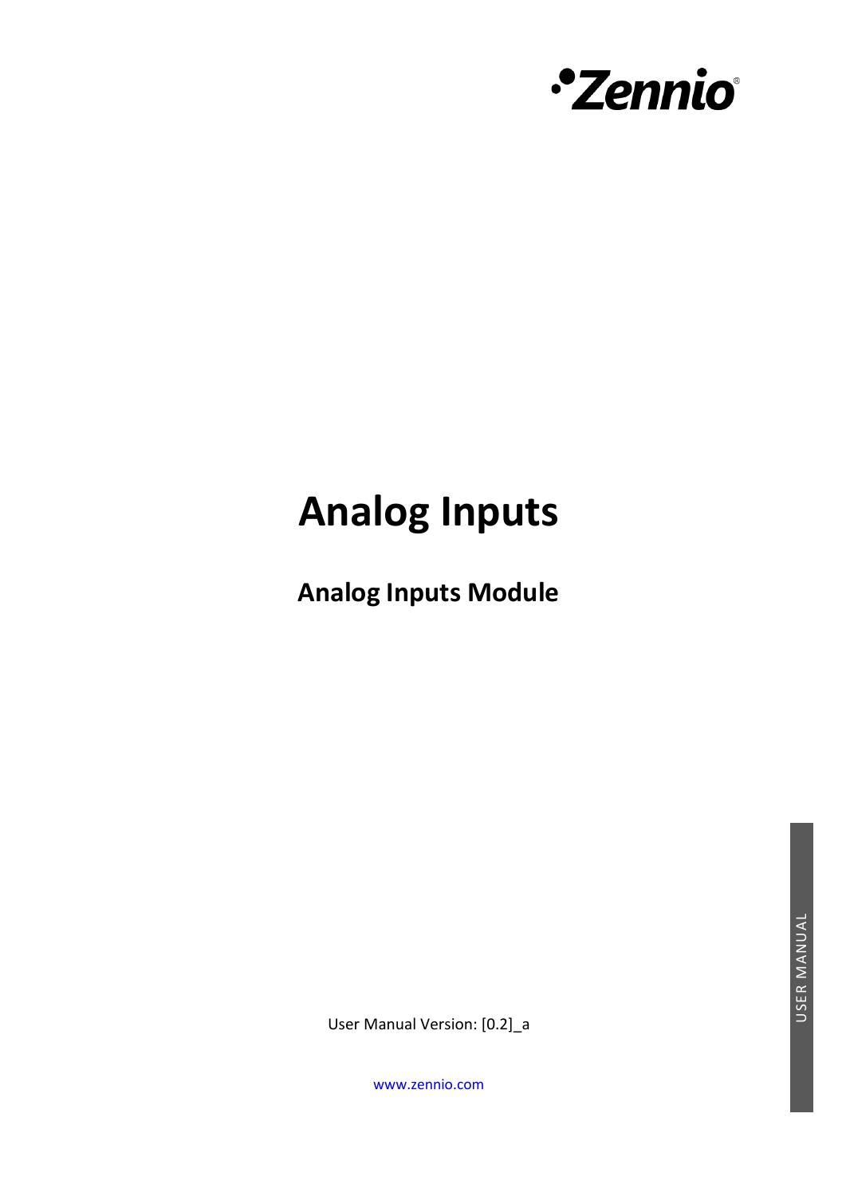•Zennio®

# Analog Inputs

## Analog Inputs Module

User Manual Version: [0.2]_a

www.zennio.com

USER MANUAL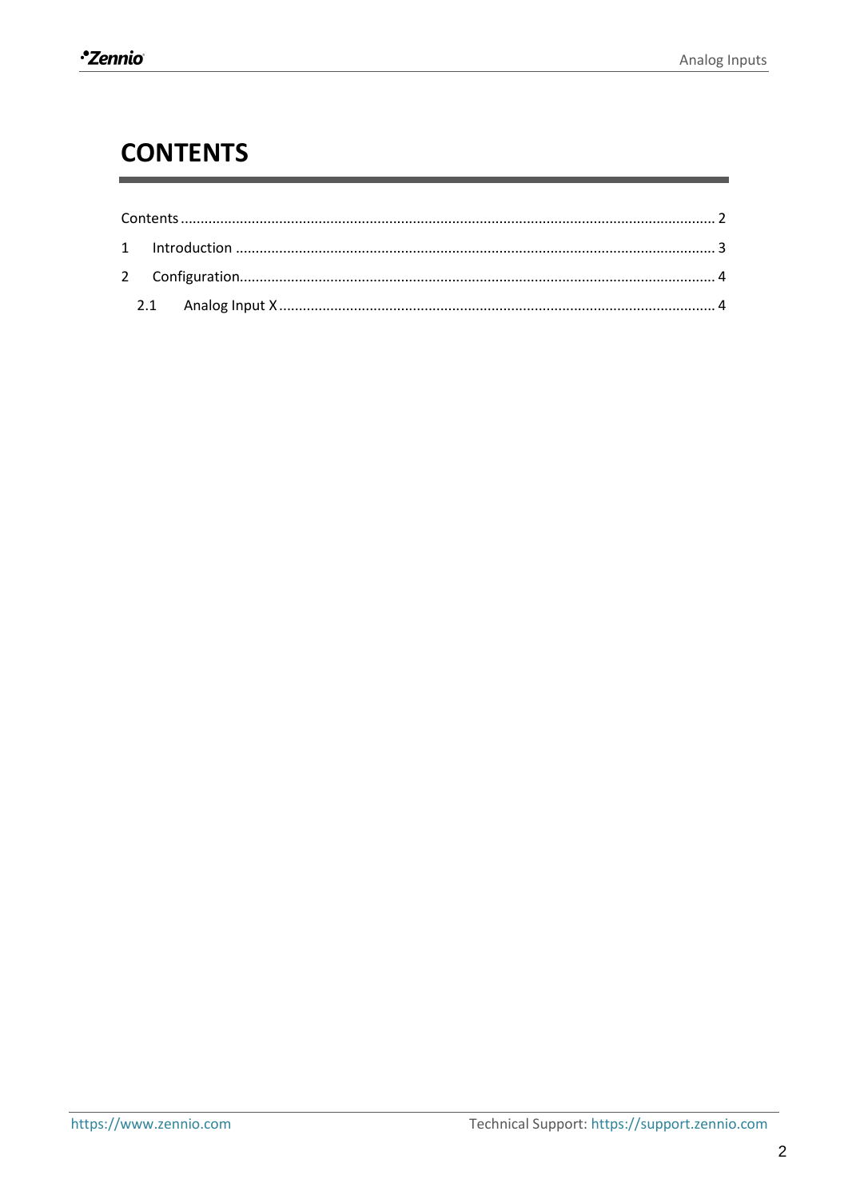# CONTENTS

Contents ........................................................................................................................................ 2

1 Introduction ......................................................................................................................... 3

2 Configuration......................................................................................................................... 4

2.1 Analog Input X .............................................................................................................. 4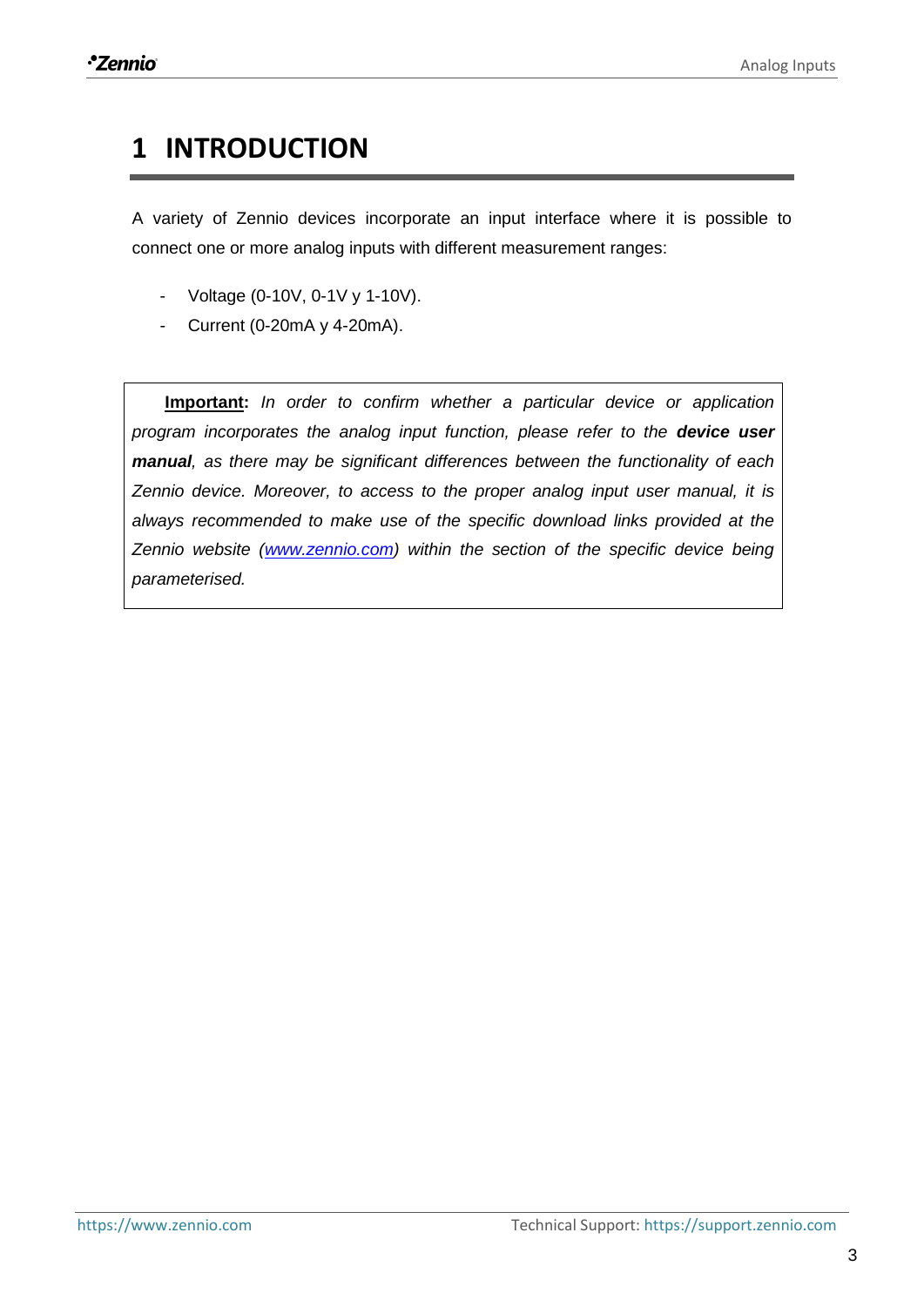# 1 INTRODUCTION

A variety of Zennio devices incorporate an input interface where it is possible to connect one or more analog inputs with different measurement ranges:

- Voltage (0-10V, 0-1V y 1-10V).
- Current (0-20mA y 4-20mA).

> **Important:** *In order to confirm whether a particular device or application program incorporates the analog input function, please refer to the **device user manual**, as there may be significant differences between the functionality of each Zennio device. Moreover, to access to the proper analog input user manual, it is always recommended to make use of the specific download links provided at the Zennio website ([www.zennio.com](http://www.zennio.com)) within the section of the specific device being parameterised.*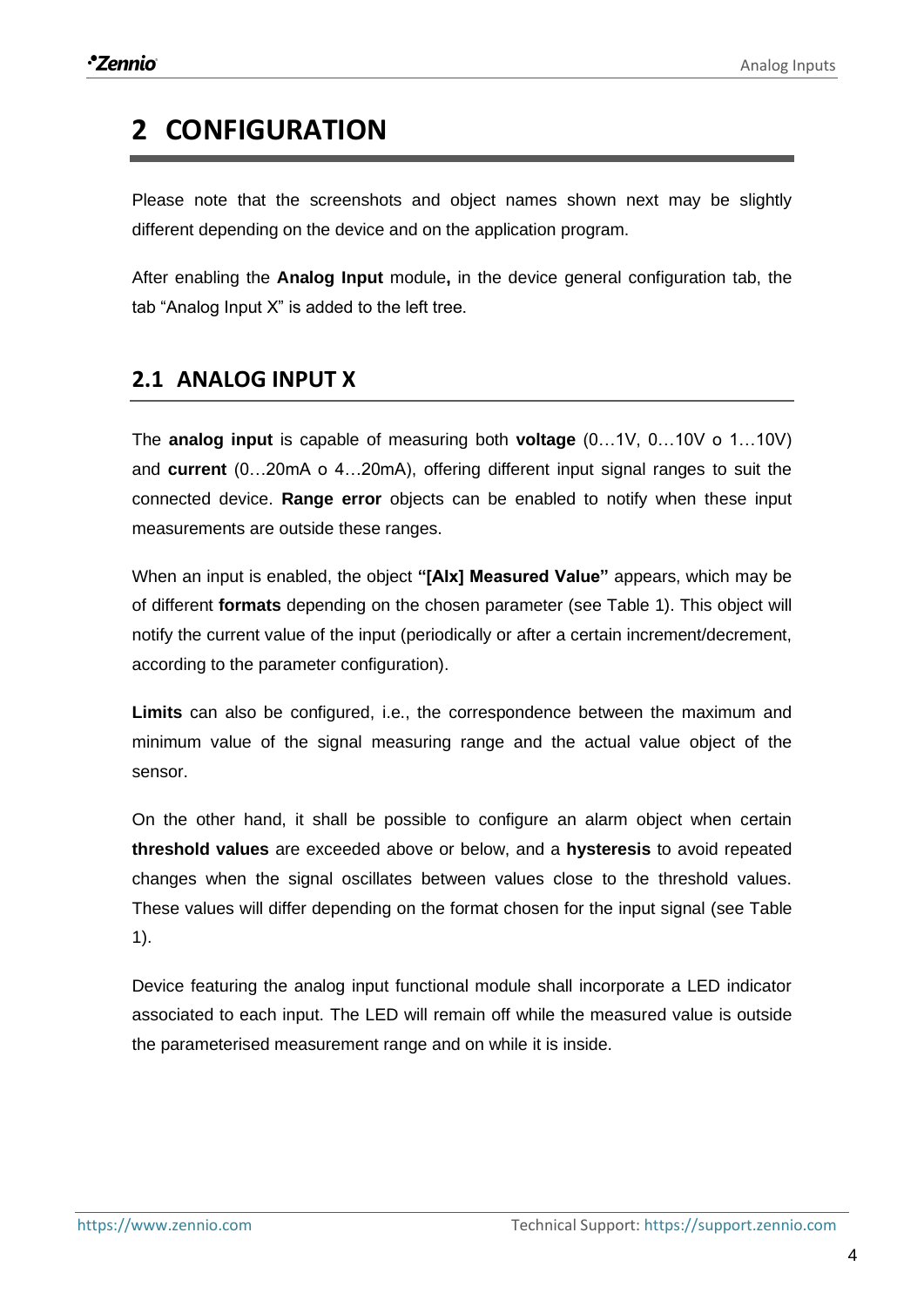# 2 CONFIGURATION

Please note that the screenshots and object names shown next may be slightly different depending on the device and on the application program.

After enabling the **Analog Input** module**,** in the device general configuration tab, the tab "Analog Input X" is added to the left tree.

## 2.1 ANALOG INPUT X

The **analog input** is capable of measuring both **voltage** (0…1V, 0…10V o 1…10V) and **current** (0…20mA o 4…20mA), offering different input signal ranges to suit the connected device. **Range error** objects can be enabled to notify when these input measurements are outside these ranges.

When an input is enabled, the object **"[AIx] Measured Value"** appears, which may be of different **formats** depending on the chosen parameter (see Table 1). This object will notify the current value of the input (periodically or after a certain increment/decrement, according to the parameter configuration).

**Limits** can also be configured, i.e., the correspondence between the maximum and minimum value of the signal measuring range and the actual value object of the sensor.

On the other hand, it shall be possible to configure an alarm object when certain **threshold values** are exceeded above or below, and a **hysteresis** to avoid repeated changes when the signal oscillates between values close to the threshold values. These values will differ depending on the format chosen for the input signal (see Table 1).

Device featuring the analog input functional module shall incorporate a LED indicator associated to each input. The LED will remain off while the measured value is outside the parameterised measurement range and on while it is inside.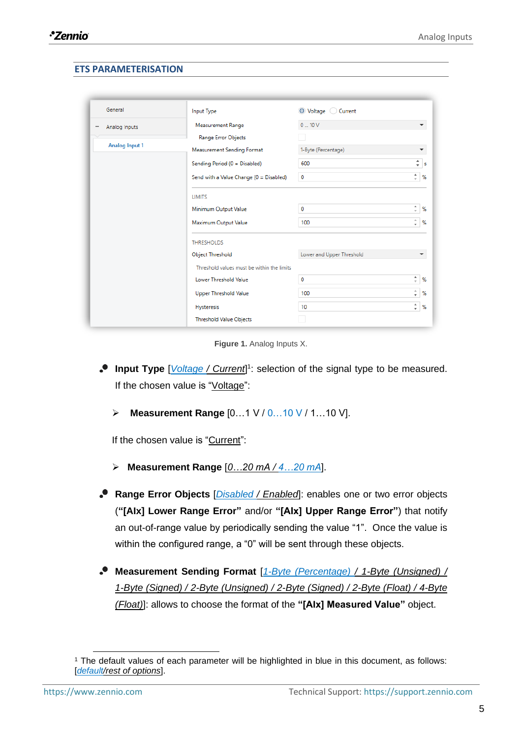## ETS PARAMETERISATION

Figure 1. Analog Inputs X.

- **Input Type** [*Voltage / Current*][1]: selection of the signal type to be measured. If the chosen value is "Voltage":

  - **Measurement Range** [0…1 V / 0…10 V / 1…10 V].

  If the chosen value is "Current":

  - **Measurement Range** [*0…20 mA / 4…20 mA*].

- **Range Error Objects** [*Disabled / Enabled*]: enables one or two error objects (**"[AIx] Lower Range Error"** and/or **"[AIx] Upper Range Error"**) that notify an out-of-range value by periodically sending the value "1". Once the value is within the configured range, a "0" will be sent through these objects.

- **Measurement Sending Format** [*1-Byte (Percentage) / 1-Byte (Unsigned) / 1-Byte (Signed) / 2-Byte (Unsigned) / 2-Byte (Signed) / 2-Byte (Float) / 4-Byte (Float)*]: allows to choose the format of the **"[AIx] Measured Value"** object.

[1] The default values of each parameter will be highlighted in blue in this document, as follows: [*default/rest of options*].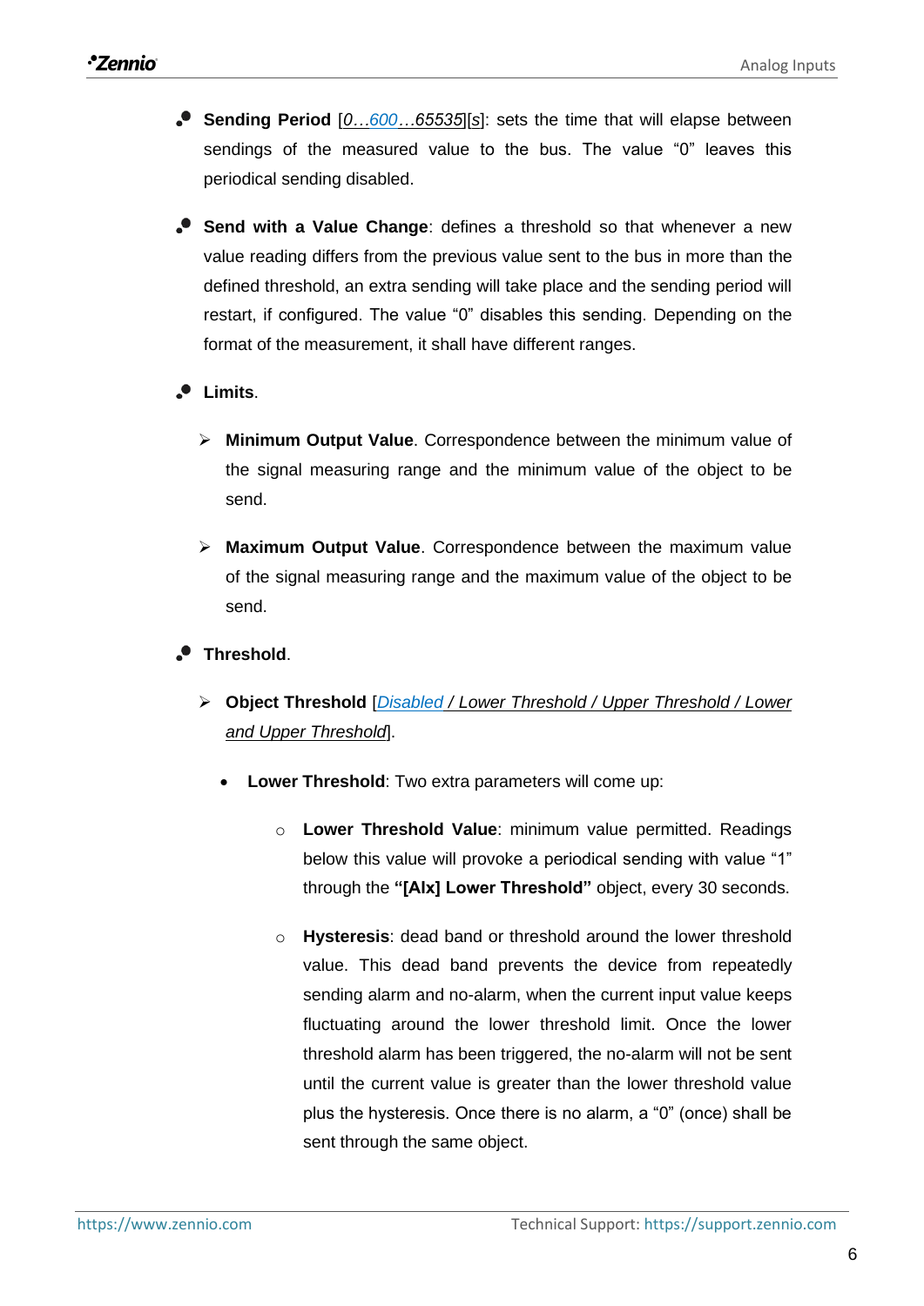- **Sending Period** [*0…600…65535*][*s*]: sets the time that will elapse between sendings of the measured value to the bus. The value "0" leaves this periodical sending disabled.

- **Send with a Value Change**: defines a threshold so that whenever a new value reading differs from the previous value sent to the bus in more than the defined threshold, an extra sending will take place and the sending period will restart, if configured. The value "0" disables this sending. Depending on the format of the measurement, it shall have different ranges.

- **Limits**.

  - **Minimum Output Value**. Correspondence between the minimum value of the signal measuring range and the minimum value of the object to be send.

  - **Maximum Output Value**. Correspondence between the maximum value of the signal measuring range and the maximum value of the object to be send.

- **Threshold**.

  - **Object Threshold** [*Disabled / Lower Threshold / Upper Threshold / Lower and Upper Threshold*].

    - **Lower Threshold**: Two extra parameters will come up:

      - **Lower Threshold Value**: minimum value permitted. Readings below this value will provoke a periodical sending with value "1" through the **"[AIx] Lower Threshold"** object, every 30 seconds.

      - **Hysteresis**: dead band or threshold around the lower threshold value. This dead band prevents the device from repeatedly sending alarm and no-alarm, when the current input value keeps fluctuating around the lower threshold limit. Once the lower threshold alarm has been triggered, the no-alarm will not be sent until the current value is greater than the lower threshold value plus the hysteresis. Once there is no alarm, a "0" (once) shall be sent through the same object.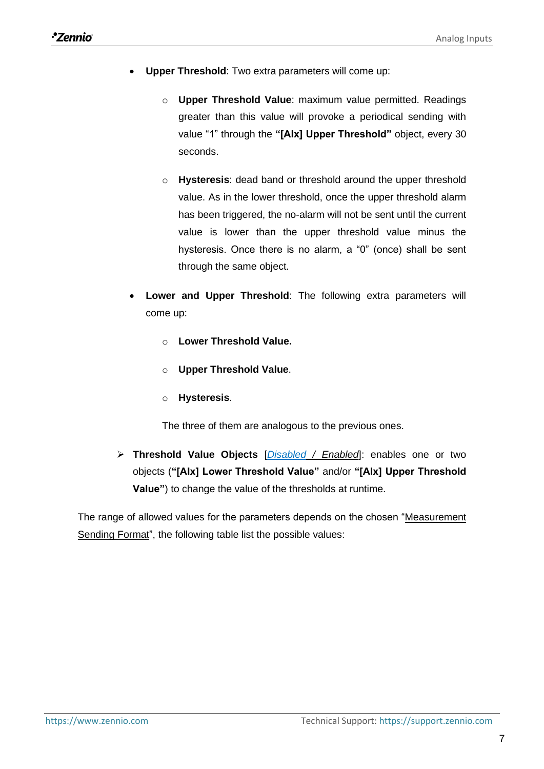- **Upper Threshold**: Two extra parameters will come up:

  - **Upper Threshold Value**: maximum value permitted. Readings greater than this value will provoke a periodical sending with value "1" through the **"[AIx] Upper Threshold"** object, every 30 seconds.

  - **Hysteresis**: dead band or threshold around the upper threshold value. As in the lower threshold, once the upper threshold alarm has been triggered, the no-alarm will not be sent until the current value is lower than the upper threshold value minus the hysteresis. Once there is no alarm, a "0" (once) shall be sent through the same object.

- **Lower and Upper Threshold**: The following extra parameters will come up:

  - **Lower Threshold Value.**

  - **Upper Threshold Value**.

  - **Hysteresis**.

  The three of them are analogous to the previous ones.

➢ **Threshold Value Objects** [*Disabled / Enabled*]: enables one or two objects (**"[AIx] Lower Threshold Value"** and/or **"[AIx] Upper Threshold Value"**) to change the value of the thresholds at runtime.

The range of allowed values for the parameters depends on the chosen "Measurement Sending Format", the following table list the possible values: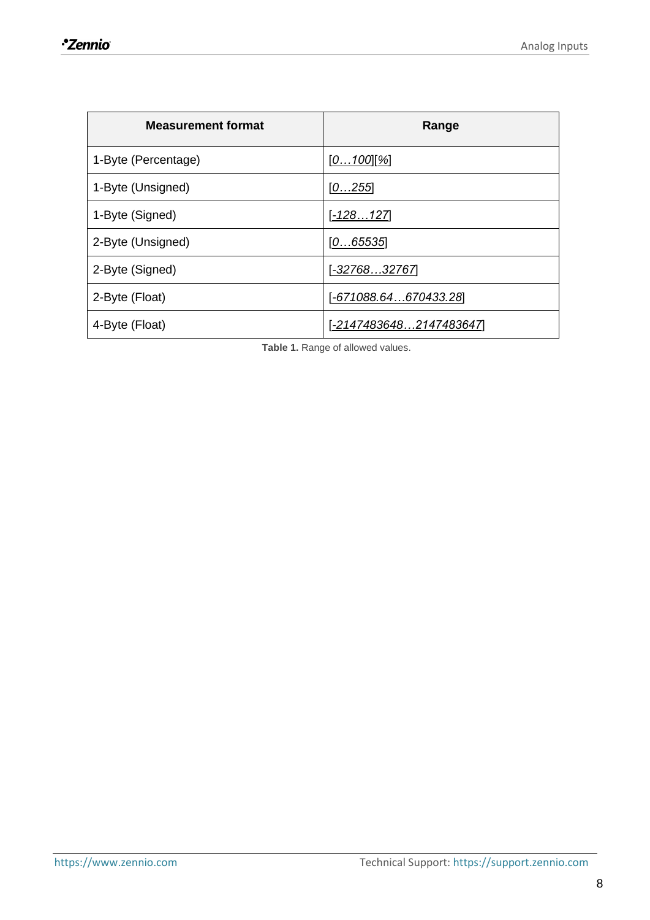| Measurement format | Range |
| --- | --- |
| 1-Byte (Percentage) | [0…100][%] |
| 1-Byte (Unsigned) | [0…255] |
| 1-Byte (Signed) | [-128…127] |
| 2-Byte (Unsigned) | [0…65535] |
| 2-Byte (Signed) | [-32768…32767] |
| 2-Byte (Float) | [-671088.64…670433.28] |
| 4-Byte (Float) | [-2147483648…2147483647] |

**Table 1.** Range of allowed values.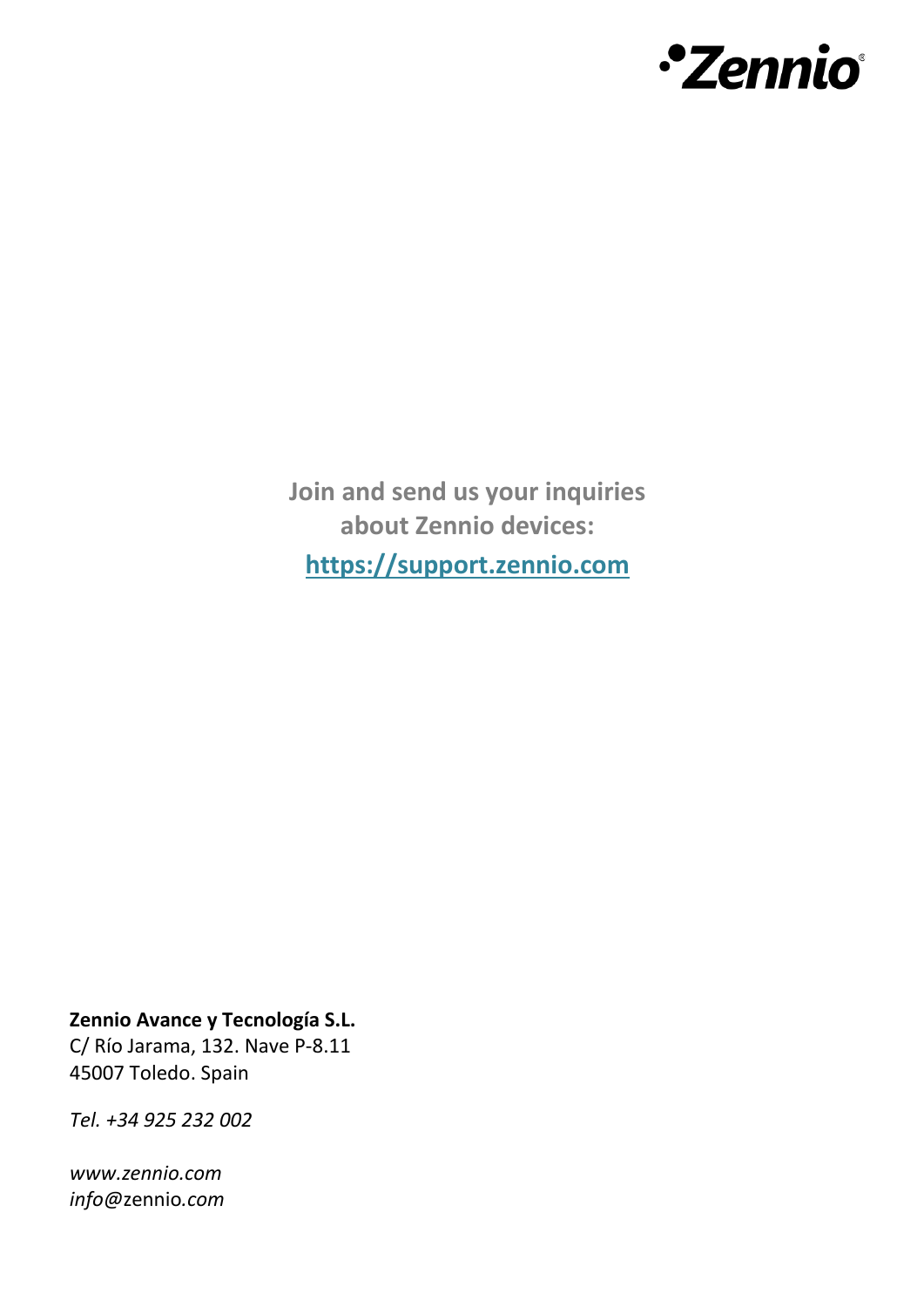**Join and send us your inquiries about Zennio devices:**

**https://support.zennio.com**

**Zennio Avance y Tecnología S.L.**
C/ Río Jarama, 132. Nave P-8.11
45007 Toledo. Spain

*Tel. +34 925 232 002*

*www.zennio.com*
*info@*zennio*.com*